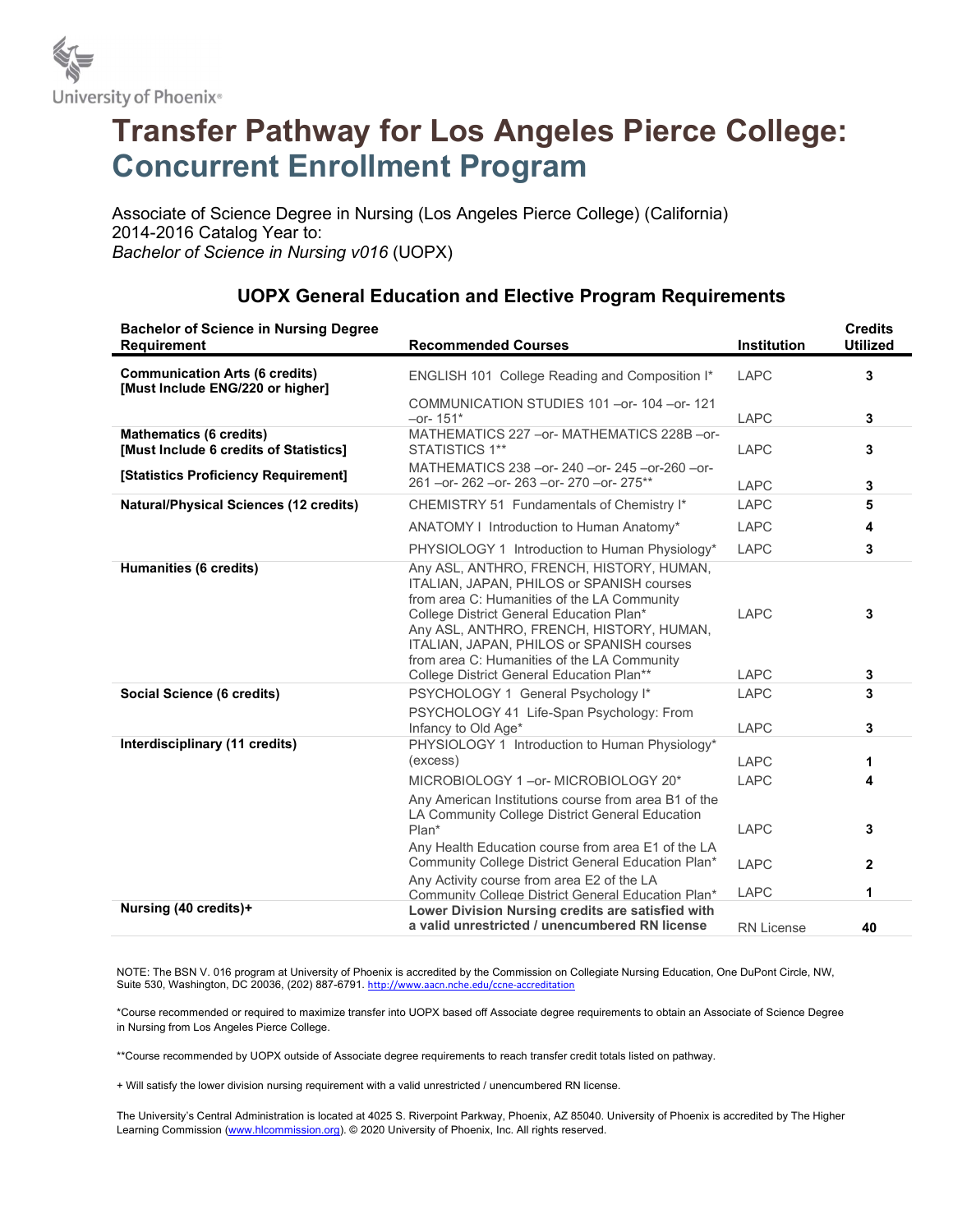University of Phoenix®

# Transfer Pathway for Los Angeles Pierce College: Concurrent Enrollment Program

Associate of Science Degree in Nursing (Los Angeles Pierce College) (California)
2014-2016 Catalog Year to:
*Bachelor of Science in Nursing v016* (UOPX)

## UOPX General Education and Elective Program Requirements

| Bachelor of Science in Nursing Degree Requirement | Recommended Courses | Institution | Credits Utilized |
|---|---|---|---|
| **Communication Arts (6 credits) [Must Include ENG/220 or higher]** | ENGLISH 101 College Reading and Composition I* | LAPC | **3** |
| | COMMUNICATION STUDIES 101 –or- 104 –or- 121 –or- 151* | LAPC | **3** |
| **Mathematics (6 credits) [Must Include 6 credits of Statistics]** | MATHEMATICS 227 –or- MATHEMATICS 228B –or- STATISTICS 1** | LAPC | **3** |
| **[Statistics Proficiency Requirement]** | MATHEMATICS 238 –or- 240 –or- 245 –or-260 –or- 261 –or- 262 –or- 263 –or- 270 –or- 275** | LAPC | **3** |
| **Natural/Physical Sciences (12 credits)** | CHEMISTRY 51 Fundamentals of Chemistry I* | LAPC | **5** |
| | ANATOMY I Introduction to Human Anatomy* | LAPC | **4** |
| | PHYSIOLOGY 1 Introduction to Human Physiology* | LAPC | **3** |
| **Humanities (6 credits)** | Any ASL, ANTHRO, FRENCH, HISTORY, HUMAN, ITALIAN, JAPAN, PHILOS or SPANISH courses from area C: Humanities of the LA Community College District General Education Plan* | LAPC | **3** |
| | Any ASL, ANTHRO, FRENCH, HISTORY, HUMAN, ITALIAN, JAPAN, PHILOS or SPANISH courses from area C: Humanities of the LA Community College District General Education Plan** | LAPC | **3** |
| **Social Science (6 credits)** | PSYCHOLOGY 1 General Psychology I* | LAPC | **3** |
| | PSYCHOLOGY 41 Life-Span Psychology: From Infancy to Old Age* | LAPC | **3** |
| **Interdisciplinary (11 credits)** | PHYSIOLOGY 1 Introduction to Human Physiology* (excess) | LAPC | **1** |
| | MICROBIOLOGY 1 –or- MICROBIOLOGY 20* | LAPC | **4** |
| | Any American Institutions course from area B1 of the LA Community College District General Education Plan* | LAPC | **3** |
| | Any Health Education course from area E1 of the LA Community College District General Education Plan* | LAPC | **2** |
| | Any Activity course from area E2 of the LA Community College District General Education Plan* | LAPC | **1** |
| **Nursing (40 credits)+** | **Lower Division Nursing credits are satisfied with a valid unrestricted / unencumbered RN license** | RN License | **40** |

NOTE: The BSN V. 016 program at University of Phoenix is accredited by the Commission on Collegiate Nursing Education, One DuPont Circle, NW, Suite 530, Washington, DC 20036, (202) 887-6791. http://www.aacn.nche.edu/ccne-accreditation

*Course recommended or required to maximize transfer into UOPX based off Associate degree requirements to obtain an Associate of Science Degree in Nursing from Los Angeles Pierce College.

**Course recommended by UOPX outside of Associate degree requirements to reach transfer credit totals listed on pathway.

+ Will satisfy the lower division nursing requirement with a valid unrestricted / unencumbered RN license.

The University's Central Administration is located at 4025 S. Riverpoint Parkway, Phoenix, AZ 85040. University of Phoenix is accredited by The Higher Learning Commission (www.hlcommission.org). © 2020 University of Phoenix, Inc. All rights reserved.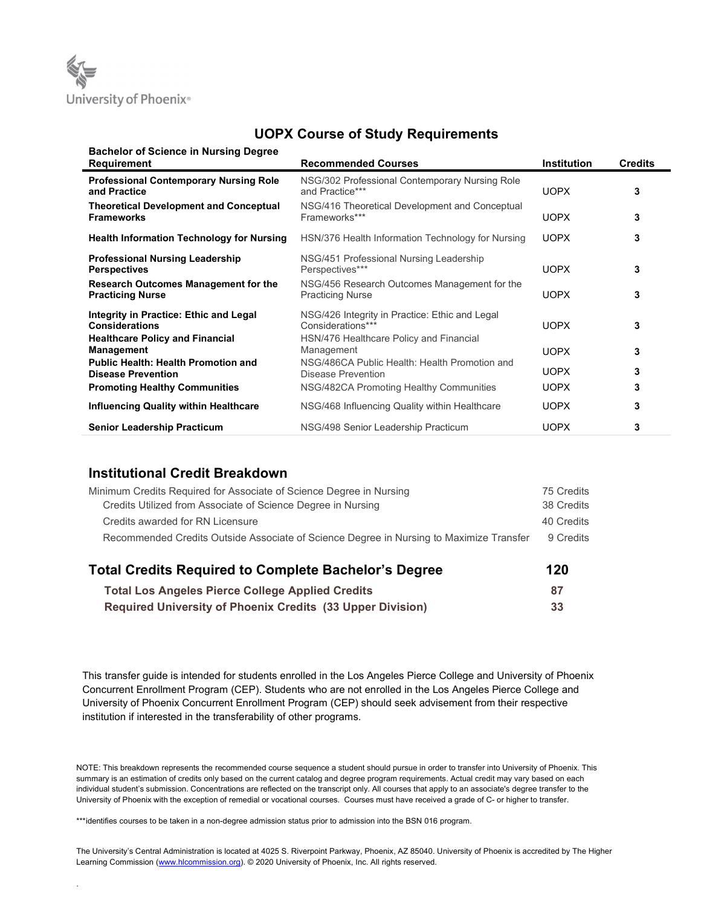University of Phoenix®

## UOPX Course of Study Requirements

| Bachelor of Science in Nursing Degree Requirement | Recommended Courses | Institution | Credits |
|---|---|---|---|
| **Professional Contemporary Nursing Role and Practice** | NSG/302 Professional Contemporary Nursing Role and Practice*** | UOPX | 3 |
| **Theoretical Development and Conceptual Frameworks** | NSG/416 Theoretical Development and Conceptual Frameworks*** | UOPX | 3 |
| **Health Information Technology for Nursing** | HSN/376 Health Information Technology for Nursing | UOPX | 3 |
| **Professional Nursing Leadership Perspectives** | NSG/451 Professional Nursing Leadership Perspectives*** | UOPX | 3 |
| **Research Outcomes Management for the Practicing Nurse** | NSG/456 Research Outcomes Management for the Practicing Nurse | UOPX | 3 |
| **Integrity in Practice: Ethic and Legal Considerations** | NSG/426 Integrity in Practice: Ethic and Legal Considerations*** | UOPX | 3 |
| **Healthcare Policy and Financial Management** | HSN/476 Healthcare Policy and Financial Management | UOPX | 3 |
| **Public Health: Health Promotion and Disease Prevention** | NSG/486CA Public Health: Health Promotion and Disease Prevention | UOPX | 3 |
| **Promoting Healthy Communities** | NSG/482CA Promoting Healthy Communities | UOPX | 3 |
| **Influencing Quality within Healthcare** | NSG/468 Influencing Quality within Healthcare | UOPX | 3 |
| **Senior Leadership Practicum** | NSG/498 Senior Leadership Practicum | UOPX | 3 |

## Institutional Credit Breakdown

| | |
|---|---|
| Minimum Credits Required for Associate of Science Degree in Nursing | 75 Credits |
| Credits Utilized from Associate of Science Degree in Nursing | 38 Credits |
| Credits awarded for RN Licensure | 40 Credits |
| Recommended Credits Outside Associate of Science Degree in Nursing to Maximize Transfer | 9 Credits |

| | |
|---|---|
| **Total Credits Required to Complete Bachelor's Degree** | **120** |
| **Total Los Angeles Pierce College Applied Credits** | **87** |
| **Required University of Phoenix Credits (33 Upper Division)** | **33** |

This transfer guide is intended for students enrolled in the Los Angeles Pierce College and University of Phoenix Concurrent Enrollment Program (CEP). Students who are not enrolled in the Los Angeles Pierce College and University of Phoenix Concurrent Enrollment Program (CEP) should seek advisement from their respective institution if interested in the transferability of other programs.

NOTE: This breakdown represents the recommended course sequence a student should pursue in order to transfer into University of Phoenix. This summary is an estimation of credits only based on the current catalog and degree program requirements. Actual credit may vary based on each individual student's submission. Concentrations are reflected on the transcript only. All courses that apply to an associate's degree transfer to the University of Phoenix with the exception of remedial or vocational courses. Courses must have received a grade of C- or higher to transfer.

***identifies courses to be taken in a non-degree admission status prior to admission into the BSN 016 program.

The University's Central Administration is located at 4025 S. Riverpoint Parkway, Phoenix, AZ 85040. University of Phoenix is accredited by The Higher Learning Commission (www.hlcommission.org). © 2020 University of Phoenix, Inc. All rights reserved.